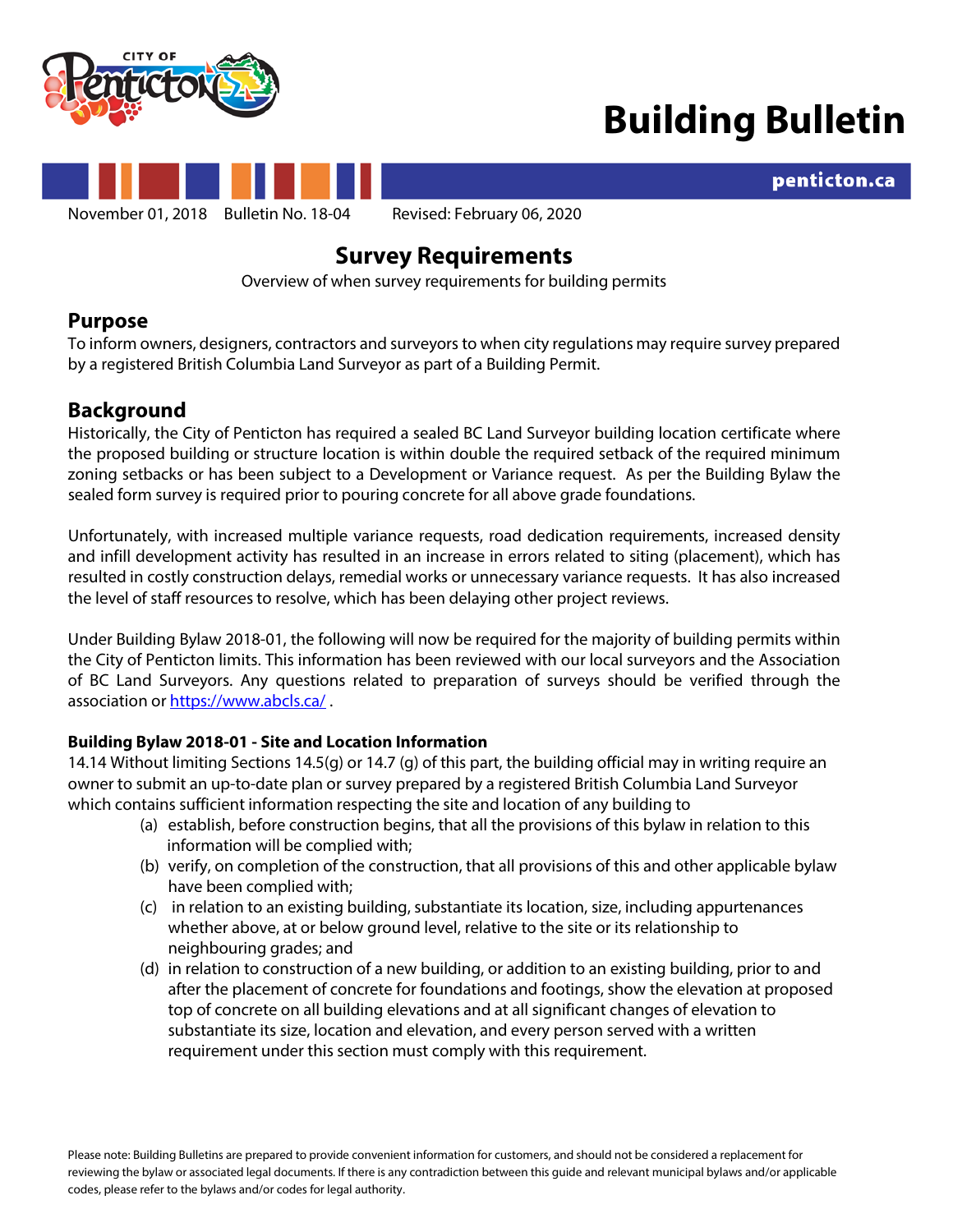# Building Bulletin

penticton.ca

November 01, 2018 Bulletin No. 18-04 Revised: February 06, 2020

## Survey Requirements

Overview of when survey requirements for building permits

## Purpose

To inform owners, designers, contractors and surveyors to when city regulations may require survey prepared by a registered British Columbia Land Surveyor as part of a Building Permit.

## Background

Historically, the City of Penticton has required a sealed BC Land Surveyor building location certificate where the proposed building or structure location is within double the required setback of the required minimum zoning setbacks or has been subject to a Development or Variance request. As per the Building Bylaw the sealed form survey is required prior to pouring concrete for all above grade foundations.

Unfortunately, with increased multiple variance requests, road dedication requirements, increased density and infill development activity has resulted in an increase in errors related to siting (placement), which has resulted in costly construction delays, remedial works or unnecessary variance requests. It has also increased the level of staff resources to resolve, which has been delaying other project reviews.

Under Building Bylaw 2018-01, the following will now be required for the majority of building permits within the City of Penticton limits. This information has been reviewed with our local surveyors and the Association of BC Land Surveyors. Any questions related to preparation of surveys should be verified through the association or https://www.abcls.ca/ .

**Building Bylaw 2018-01 - Site and Location Information**

14.14 Without limiting Sections 14.5(g) or 14.7 (g) of this part, the building official may in writing require an owner to submit an up-to-date plan or survey prepared by a registered British Columbia Land Surveyor which contains sufficient information respecting the site and location of any building to

(a) establish, before construction begins, that all the provisions of this bylaw in relation to this information will be complied with;

(b) verify, on completion of the construction, that all provisions of this and other applicable bylaw have been complied with;

(c) in relation to an existing building, substantiate its location, size, including appurtenances whether above, at or below ground level, relative to the site or its relationship to neighbouring grades; and

(d) in relation to construction of a new building, or addition to an existing building, prior to and after the placement of concrete for foundations and footings, show the elevation at proposed top of concrete on all building elevations and at all significant changes of elevation to substantiate its size, location and elevation, and every person served with a written requirement under this section must comply with this requirement.

Please note: Building Bulletins are prepared to provide convenient information for customers, and should not be considered a replacement for reviewing the bylaw or associated legal documents. If there is any contradiction between this guide and relevant municipal bylaws and/or applicable codes, please refer to the bylaws and/or codes for legal authority.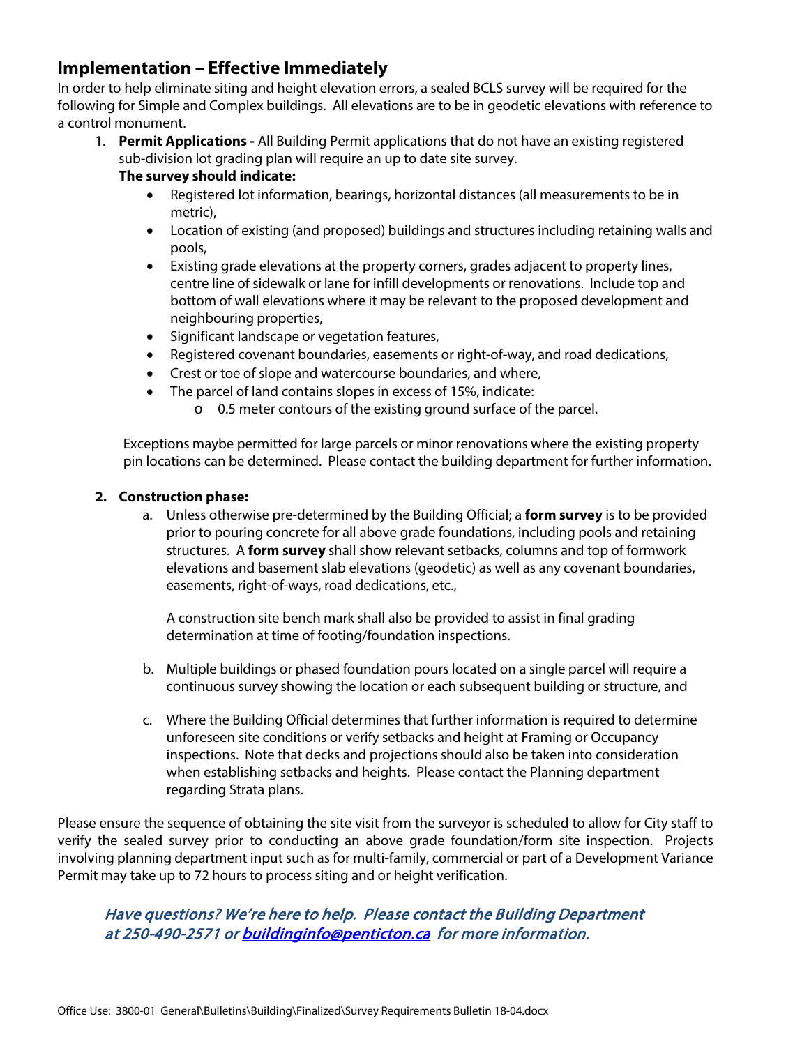## Implementation – Effective Immediately

In order to help eliminate siting and height elevation errors, a sealed BCLS survey will be required for the following for Simple and Complex buildings. All elevations are to be in geodetic elevations with reference to a control monument.

1. **Permit Applications -** All Building Permit applications that do not have an existing registered sub-division lot grading plan will require an up to date site survey.

   **The survey should indicate:**

   - Registered lot information, bearings, horizontal distances (all measurements to be in metric),
   - Location of existing (and proposed) buildings and structures including retaining walls and pools,
   - Existing grade elevations at the property corners, grades adjacent to property lines, centre line of sidewalk or lane for infill developments or renovations. Include top and bottom of wall elevations where it may be relevant to the proposed development and neighbouring properties,
   - Significant landscape or vegetation features,
   - Registered covenant boundaries, easements or right-of-way, and road dedications,
   - Crest or toe of slope and watercourse boundaries, and where,
   - The parcel of land contains slopes in excess of 15%, indicate:
     - 0.5 meter contours of the existing ground surface of the parcel.

   Exceptions maybe permitted for large parcels or minor renovations where the existing property pin locations can be determined. Please contact the building department for further information.

2. **Construction phase:**

   a. Unless otherwise pre-determined by the Building Official; a **form survey** is to be provided prior to pouring concrete for all above grade foundations, including pools and retaining structures. A **form survey** shall show relevant setbacks, columns and top of formwork elevations and basement slab elevations (geodetic) as well as any covenant boundaries, easements, right-of-ways, road dedications, etc.,

      A construction site bench mark shall also be provided to assist in final grading determination at time of footing/foundation inspections.

   b. Multiple buildings or phased foundation pours located on a single parcel will require a continuous survey showing the location or each subsequent building or structure, and

   c. Where the Building Official determines that further information is required to determine unforeseen site conditions or verify setbacks and height at Framing or Occupancy inspections. Note that decks and projections should also be taken into consideration when establishing setbacks and heights. Please contact the Planning department regarding Strata plans.

Please ensure the sequence of obtaining the site visit from the surveyor is scheduled to allow for City staff to verify the sealed survey prior to conducting an above grade foundation/form site inspection. Projects involving planning department input such as for multi-family, commercial or part of a Development Variance Permit may take up to 72 hours to process siting and or height verification.

*Have questions? We're here to help. Please contact the Building Department at 250-490-2571 or buildinginfo@penticton.ca for more information.*

Office Use: 3800-01 General\Bulletins\Building\Finalized\Survey Requirements Bulletin 18-04.docx